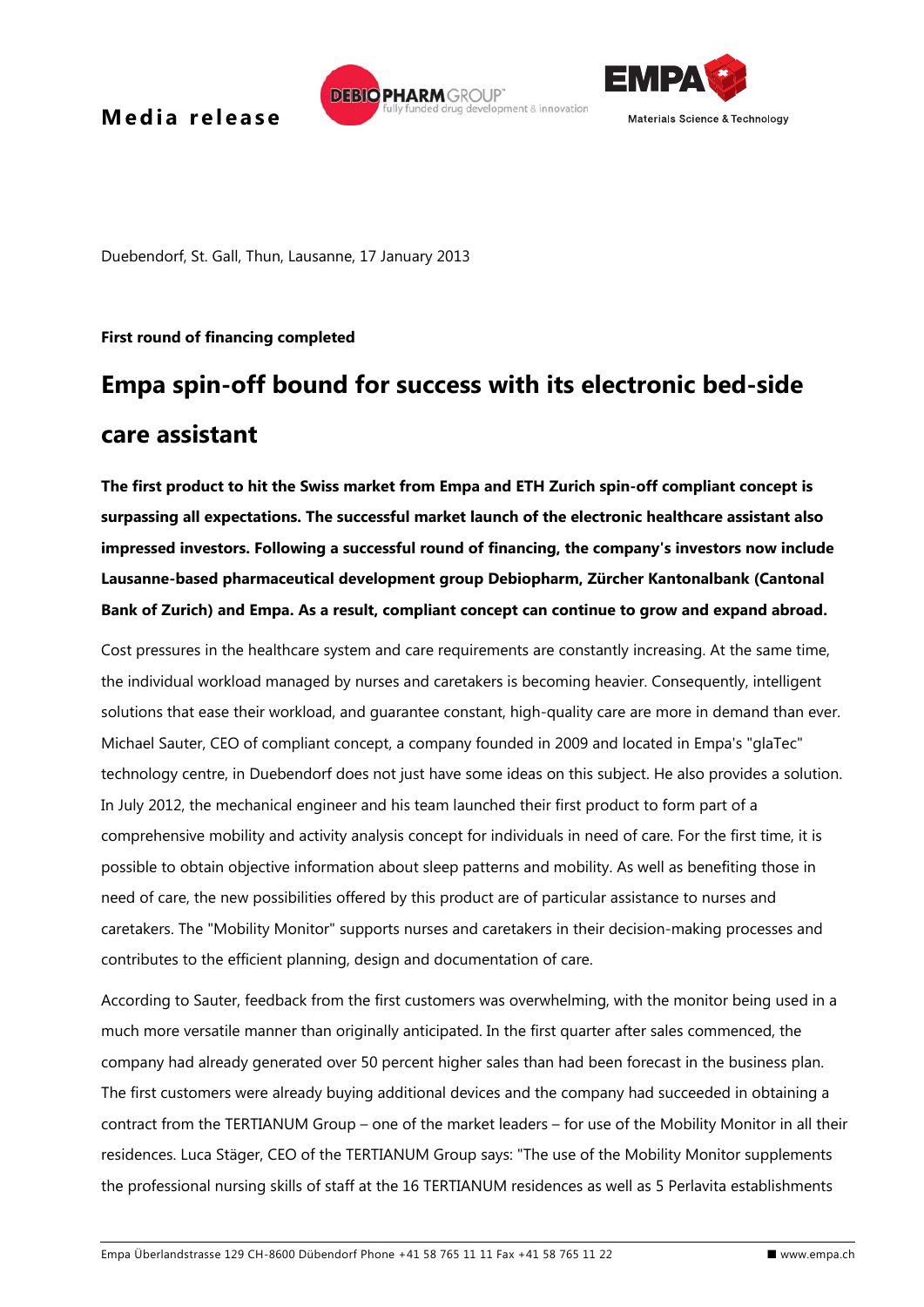**Media release**

Duebendorf, St. Gall, Thun, Lausanne, 17 January 2013

**First round of financing completed**

# Empa spin-off bound for success with its electronic bed-side care assistant

**The first product to hit the Swiss market from Empa and ETH Zurich spin-off compliant concept is surpassing all expectations. The successful market launch of the electronic healthcare assistant also impressed investors. Following a successful round of financing, the company's investors now include Lausanne-based pharmaceutical development group Debiopharm, Zürcher Kantonalbank (Cantonal Bank of Zurich) and Empa. As a result, compliant concept can continue to grow and expand abroad.**

Cost pressures in the healthcare system and care requirements are constantly increasing. At the same time, the individual workload managed by nurses and caretakers is becoming heavier. Consequently, intelligent solutions that ease their workload, and guarantee constant, high-quality care are more in demand than ever. Michael Sauter, CEO of compliant concept, a company founded in 2009 and located in Empa's "glaTec" technology centre, in Duebendorf does not just have some ideas on this subject. He also provides a solution. In July 2012, the mechanical engineer and his team launched their first product to form part of a comprehensive mobility and activity analysis concept for individuals in need of care. For the first time, it is possible to obtain objective information about sleep patterns and mobility. As well as benefiting those in need of care, the new possibilities offered by this product are of particular assistance to nurses and caretakers. The "Mobility Monitor" supports nurses and caretakers in their decision-making processes and contributes to the efficient planning, design and documentation of care.

According to Sauter, feedback from the first customers was overwhelming, with the monitor being used in a much more versatile manner than originally anticipated. In the first quarter after sales commenced, the company had already generated over 50 percent higher sales than had been forecast in the business plan. The first customers were already buying additional devices and the company had succeeded in obtaining a contract from the TERTIANUM Group – one of the market leaders – for use of the Mobility Monitor in all their residences. Luca Stäger, CEO of the TERTIANUM Group says: "The use of the Mobility Monitor supplements the professional nursing skills of staff at the 16 TERTIANUM residences as well as 5 Perlavita establishments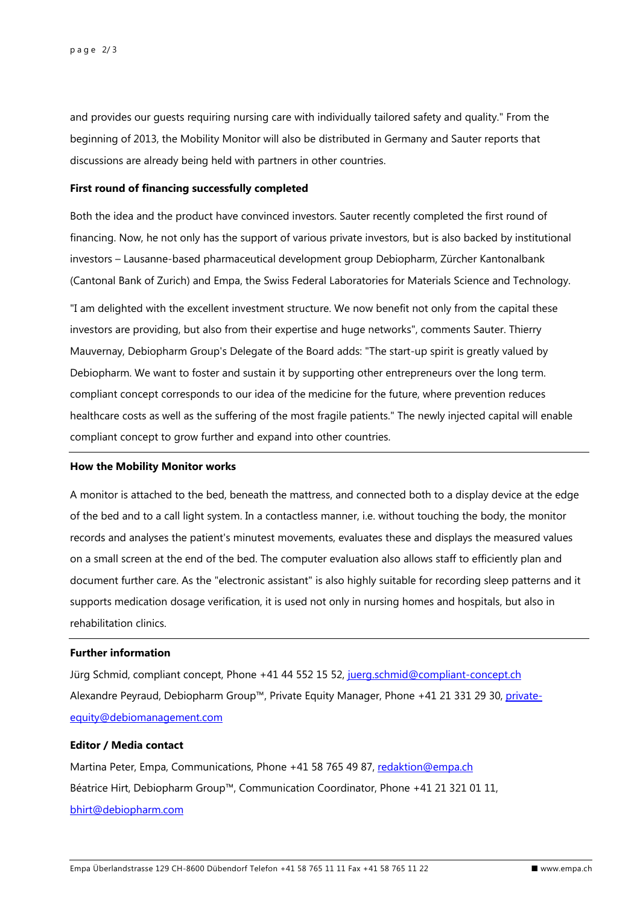and provides our guests requiring nursing care with individually tailored safety and quality." From the beginning of 2013, the Mobility Monitor will also be distributed in Germany and Sauter reports that discussions are already being held with partners in other countries.

**First round of financing successfully completed**

Both the idea and the product have convinced investors. Sauter recently completed the first round of financing. Now, he not only has the support of various private investors, but is also backed by institutional investors – Lausanne-based pharmaceutical development group Debiopharm, Zürcher Kantonalbank (Cantonal Bank of Zurich) and Empa, the Swiss Federal Laboratories for Materials Science and Technology.

"I am delighted with the excellent investment structure. We now benefit not only from the capital these investors are providing, but also from their expertise and huge networks", comments Sauter. Thierry Mauvernay, Debiopharm Group's Delegate of the Board adds: "The start-up spirit is greatly valued by Debiopharm. We want to foster and sustain it by supporting other entrepreneurs over the long term. compliant concept corresponds to our idea of the medicine for the future, where prevention reduces healthcare costs as well as the suffering of the most fragile patients." The newly injected capital will enable compliant concept to grow further and expand into other countries.

---

**How the Mobility Monitor works**

A monitor is attached to the bed, beneath the mattress, and connected both to a display device at the edge of the bed and to a call light system. In a contactless manner, i.e. without touching the body, the monitor records and analyses the patient's minutest movements, evaluates these and displays the measured values on a small screen at the end of the bed. The computer evaluation also allows staff to efficiently plan and document further care. As the "electronic assistant" is also highly suitable for recording sleep patterns and it supports medication dosage verification, it is used not only in nursing homes and hospitals, but also in rehabilitation clinics.

---

**Further information**

Jürg Schmid, compliant concept, Phone +41 44 552 15 52, juerg.schmid@compliant-concept.ch
Alexandre Peyraud, Debiopharm Group™, Private Equity Manager, Phone +41 21 331 29 30, private-equity@debiomanagement.com

**Editor / Media contact**

Martina Peter, Empa, Communications, Phone +41 58 765 49 87, redaktion@empa.ch
Béatrice Hirt, Debiopharm Group™, Communication Coordinator, Phone +41 21 321 01 11, bhirt@debiopharm.com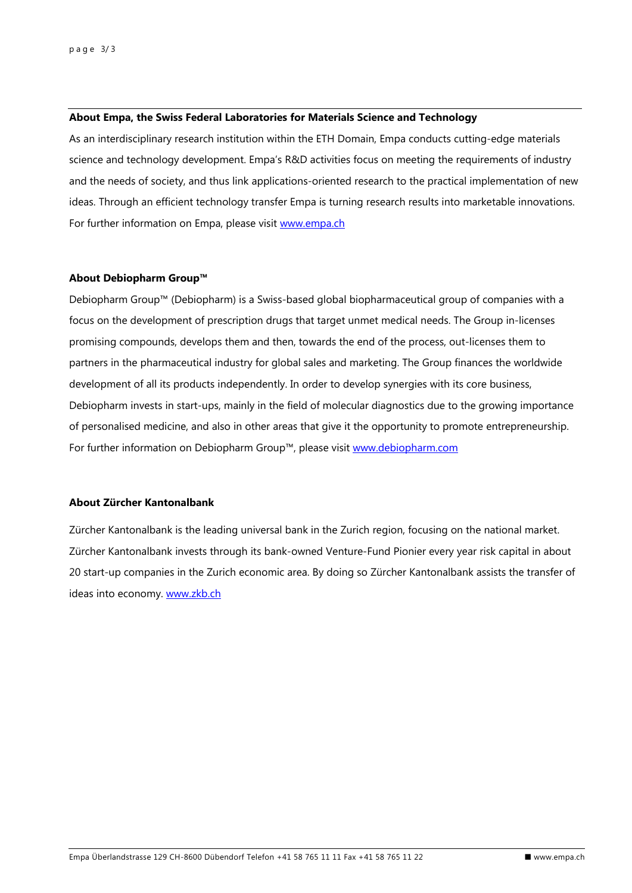**About Empa, the Swiss Federal Laboratories for Materials Science and Technology**

As an interdisciplinary research institution within the ETH Domain, Empa conducts cutting-edge materials science and technology development. Empa's R&D activities focus on meeting the requirements of industry and the needs of society, and thus link applications-oriented research to the practical implementation of new ideas. Through an efficient technology transfer Empa is turning research results into marketable innovations. For further information on Empa, please visit www.empa.ch

**About Debiopharm Group™**

Debiopharm Group™ (Debiopharm) is a Swiss-based global biopharmaceutical group of companies with a focus on the development of prescription drugs that target unmet medical needs. The Group in-licenses promising compounds, develops them and then, towards the end of the process, out-licenses them to partners in the pharmaceutical industry for global sales and marketing. The Group finances the worldwide development of all its products independently. In order to develop synergies with its core business, Debiopharm invests in start-ups, mainly in the field of molecular diagnostics due to the growing importance of personalised medicine, and also in other areas that give it the opportunity to promote entrepreneurship. For further information on Debiopharm Group™, please visit www.debiopharm.com

**About Zürcher Kantonalbank**

Zürcher Kantonalbank is the leading universal bank in the Zurich region, focusing on the national market. Zürcher Kantonalbank invests through its bank-owned Venture-Fund Pionier every year risk capital in about 20 start-up companies in the Zurich economic area. By doing so Zürcher Kantonalbank assists the transfer of ideas into economy. www.zkb.ch